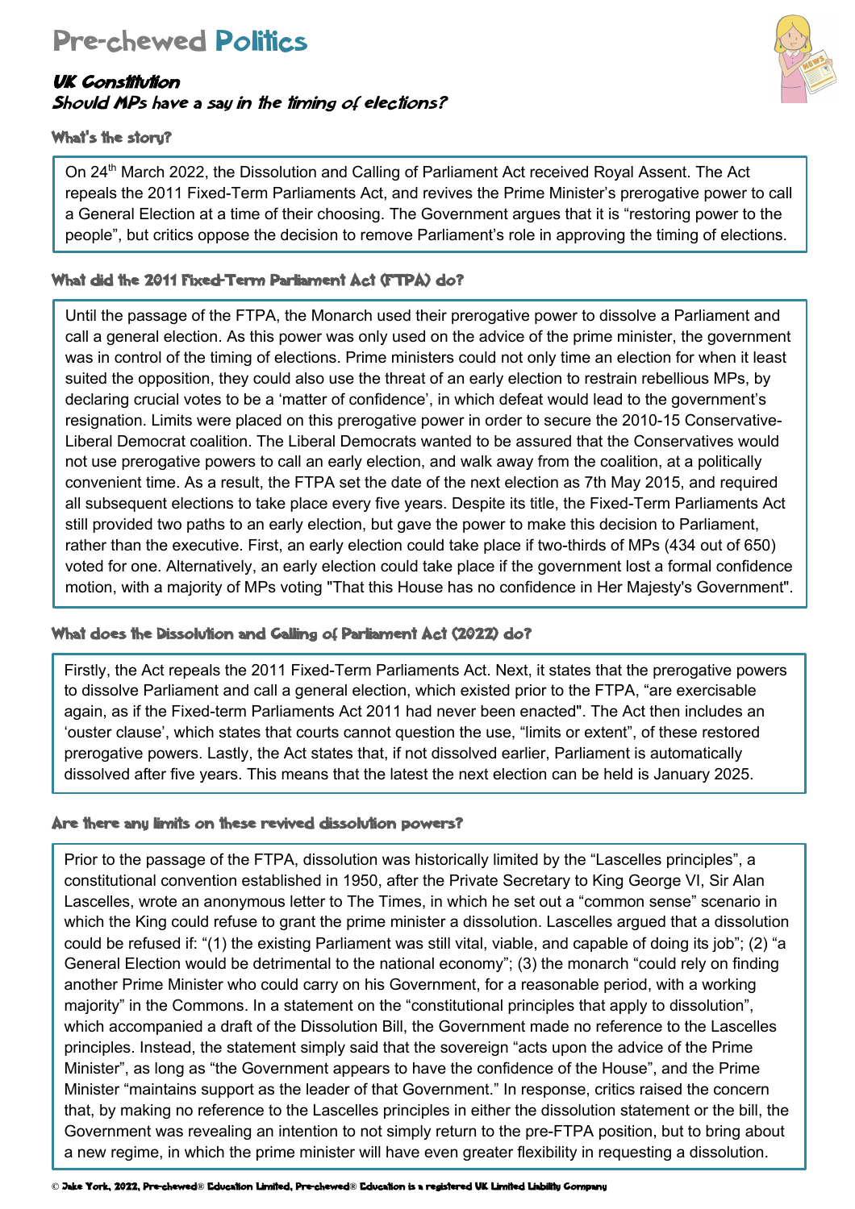# Pre-chewed Politics

## UK Constitution

### Should MPs have a say in the timing of elections?

#### What's the story?

On 24th March 2022, the Dissolution and Calling of Parliament Act received Royal Assent. The Act repeals the 2011 Fixed-Term Parliaments Act, and revives the Prime Minister's prerogative power to call a General Election at a time of their choosing. The Government argues that it is "restoring power to the people", but critics oppose the decision to remove Parliament's role in approving the timing of elections.

#### What did the 2011 Fixed-Term Parliament Act (FTPA) do?

Until the passage of the FTPA, the Monarch used their prerogative power to dissolve a Parliament and call a general election. As this power was only used on the advice of the prime minister, the government was in control of the timing of elections. Prime ministers could not only time an election for when it least suited the opposition, they could also use the threat of an early election to restrain rebellious MPs, by declaring crucial votes to be a 'matter of confidence', in which defeat would lead to the government's resignation. Limits were placed on this prerogative power in order to secure the 2010-15 Conservative-Liberal Democrat coalition. The Liberal Democrats wanted to be assured that the Conservatives would not use prerogative powers to call an early election, and walk away from the coalition, at a politically convenient time. As a result, the FTPA set the date of the next election as 7th May 2015, and required all subsequent elections to take place every five years. Despite its title, the Fixed-Term Parliaments Act still provided two paths to an early election, but gave the power to make this decision to Parliament, rather than the executive. First, an early election could take place if two-thirds of MPs (434 out of 650) voted for one. Alternatively, an early election could take place if the government lost a formal confidence motion, with a majority of MPs voting "That this House has no confidence in Her Majesty's Government".

#### What does the Dissolution and Calling of Parliament Act (2022) do?

Firstly, the Act repeals the 2011 Fixed-Term Parliaments Act. Next, it states that the prerogative powers to dissolve Parliament and call a general election, which existed prior to the FTPA, "are exercisable again, as if the Fixed-term Parliaments Act 2011 had never been enacted". The Act then includes an 'ouster clause', which states that courts cannot question the use, "limits or extent", of these restored prerogative powers. Lastly, the Act states that, if not dissolved earlier, Parliament is automatically dissolved after five years. This means that the latest the next election can be held is January 2025.

#### Are there any limits on these revived dissolution powers?

Prior to the passage of the FTPA, dissolution was historically limited by the "Lascelles principles", a constitutional convention established in 1950, after the Private Secretary to King George VI, Sir Alan Lascelles, wrote an anonymous letter to The Times, in which he set out a "common sense" scenario in which the King could refuse to grant the prime minister a dissolution. Lascelles argued that a dissolution could be refused if: "(1) the existing Parliament was still vital, viable, and capable of doing its job"; (2) "a General Election would be detrimental to the national economy"; (3) the monarch "could rely on finding another Prime Minister who could carry on his Government, for a reasonable period, with a working majority" in the Commons. In a statement on the "constitutional principles that apply to dissolution", which accompanied a draft of the Dissolution Bill, the Government made no reference to the Lascelles principles. Instead, the statement simply said that the sovereign "acts upon the advice of the Prime Minister", as long as "the Government appears to have the confidence of the House", and the Prime Minister "maintains support as the leader of that Government." In response, critics raised the concern that, by making no reference to the Lascelles principles in either the dissolution statement or the bill, the Government was revealing an intention to not simply return to the pre-FTPA position, but to bring about a new regime, in which the prime minister will have even greater flexibility in requesting a dissolution.

© Jake York, 2022, Pre-chewed® Education Limited, Pre-chewed® Education is a registered UK Limited Liability Company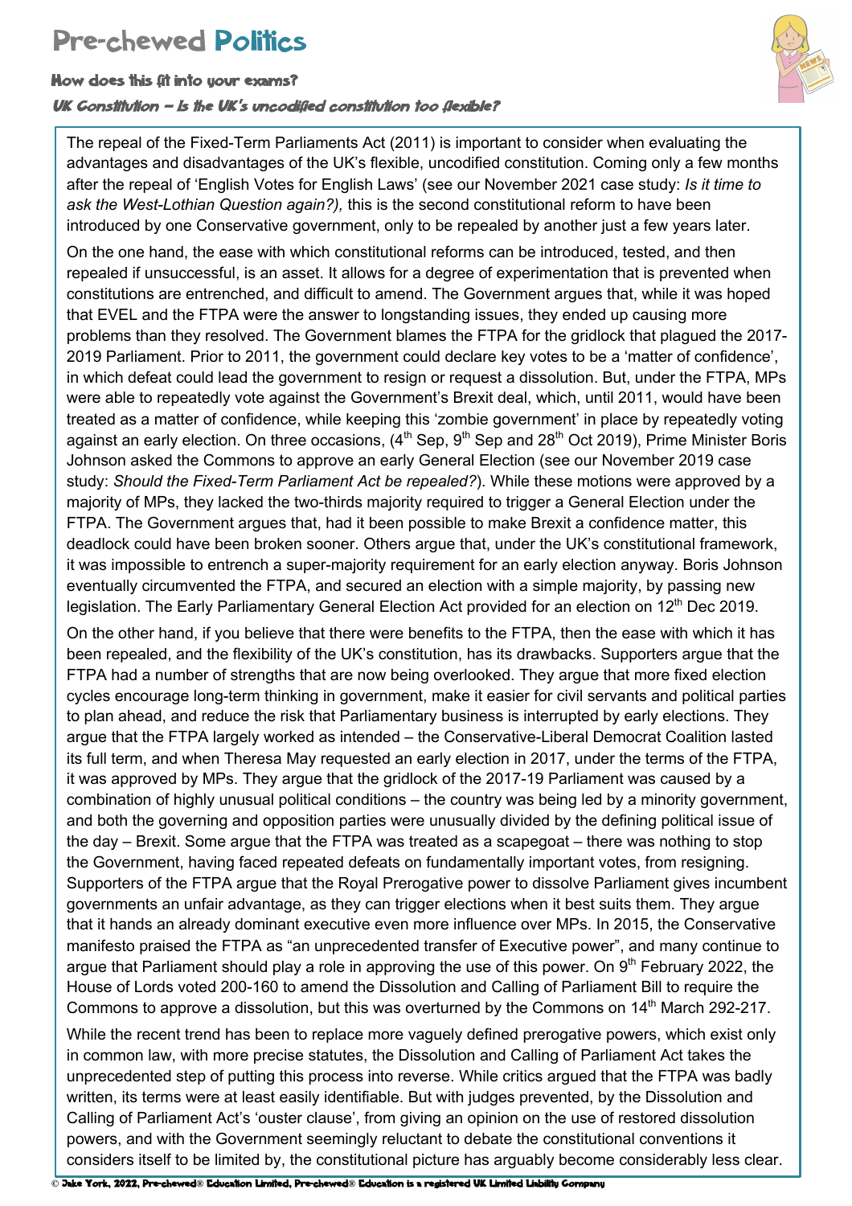# Pre-chewed Politics

### How does this fit into your exams?

#### *UK Constitution – Is the UK's uncodified constitution too flexible?*

The repeal of the Fixed-Term Parliaments Act (2011) is important to consider when evaluating the advantages and disadvantages of the UK's flexible, uncodified constitution. Coming only a few months after the repeal of 'English Votes for English Laws' (see our November 2021 case study: *Is it time to ask the West-Lothian Question again?),* this is the second constitutional reform to have been introduced by one Conservative government, only to be repealed by another just a few years later.

On the one hand, the ease with which constitutional reforms can be introduced, tested, and then repealed if unsuccessful, is an asset. It allows for a degree of experimentation that is prevented when constitutions are entrenched, and difficult to amend. The Government argues that, while it was hoped that EVEL and the FTPA were the answer to longstanding issues, they ended up causing more problems than they resolved. The Government blames the FTPA for the gridlock that plagued the 2017-2019 Parliament. Prior to 2011, the government could declare key votes to be a 'matter of confidence', in which defeat could lead the government to resign or request a dissolution. But, under the FTPA, MPs were able to repeatedly vote against the Government's Brexit deal, which, until 2011, would have been treated as a matter of confidence, while keeping this 'zombie government' in place by repeatedly voting against an early election. On three occasions, (4th Sep, 9th Sep and 28th Oct 2019), Prime Minister Boris Johnson asked the Commons to approve an early General Election (see our November 2019 case study: *Should the Fixed-Term Parliament Act be repealed?*). While these motions were approved by a majority of MPs, they lacked the two-thirds majority required to trigger a General Election under the FTPA. The Government argues that, had it been possible to make Brexit a confidence matter, this deadlock could have been broken sooner. Others argue that, under the UK's constitutional framework, it was impossible to entrench a super-majority requirement for an early election anyway. Boris Johnson eventually circumvented the FTPA, and secured an election with a simple majority, by passing new legislation. The Early Parliamentary General Election Act provided for an election on 12th Dec 2019.

On the other hand, if you believe that there were benefits to the FTPA, then the ease with which it has been repealed, and the flexibility of the UK's constitution, has its drawbacks. Supporters argue that the FTPA had a number of strengths that are now being overlooked. They argue that more fixed election cycles encourage long-term thinking in government, make it easier for civil servants and political parties to plan ahead, and reduce the risk that Parliamentary business is interrupted by early elections. They argue that the FTPA largely worked as intended – the Conservative-Liberal Democrat Coalition lasted its full term, and when Theresa May requested an early election in 2017, under the terms of the FTPA, it was approved by MPs. They argue that the gridlock of the 2017-19 Parliament was caused by a combination of highly unusual political conditions – the country was being led by a minority government, and both the governing and opposition parties were unusually divided by the defining political issue of the day – Brexit. Some argue that the FTPA was treated as a scapegoat – there was nothing to stop the Government, having faced repeated defeats on fundamentally important votes, from resigning. Supporters of the FTPA argue that the Royal Prerogative power to dissolve Parliament gives incumbent governments an unfair advantage, as they can trigger elections when it best suits them. They argue that it hands an already dominant executive even more influence over MPs. In 2015, the Conservative manifesto praised the FTPA as "an unprecedented transfer of Executive power", and many continue to argue that Parliament should play a role in approving the use of this power. On 9th February 2022, the House of Lords voted 200-160 to amend the Dissolution and Calling of Parliament Bill to require the Commons to approve a dissolution, but this was overturned by the Commons on 14th March 292-217.

While the recent trend has been to replace more vaguely defined prerogative powers, which exist only in common law, with more precise statutes, the Dissolution and Calling of Parliament Act takes the unprecedented step of putting this process into reverse. While critics argued that the FTPA was badly written, its terms were at least easily identifiable. But with judges prevented, by the Dissolution and Calling of Parliament Act's 'ouster clause', from giving an opinion on the use of restored dissolution powers, and with the Government seemingly reluctant to debate the constitutional conventions it considers itself to be limited by, the constitutional picture has arguably become considerably less clear.

© Jake York, 2022, Pre-chewed® Education Limited, Pre-chewed® Education is a registered UK Limited Liability Company